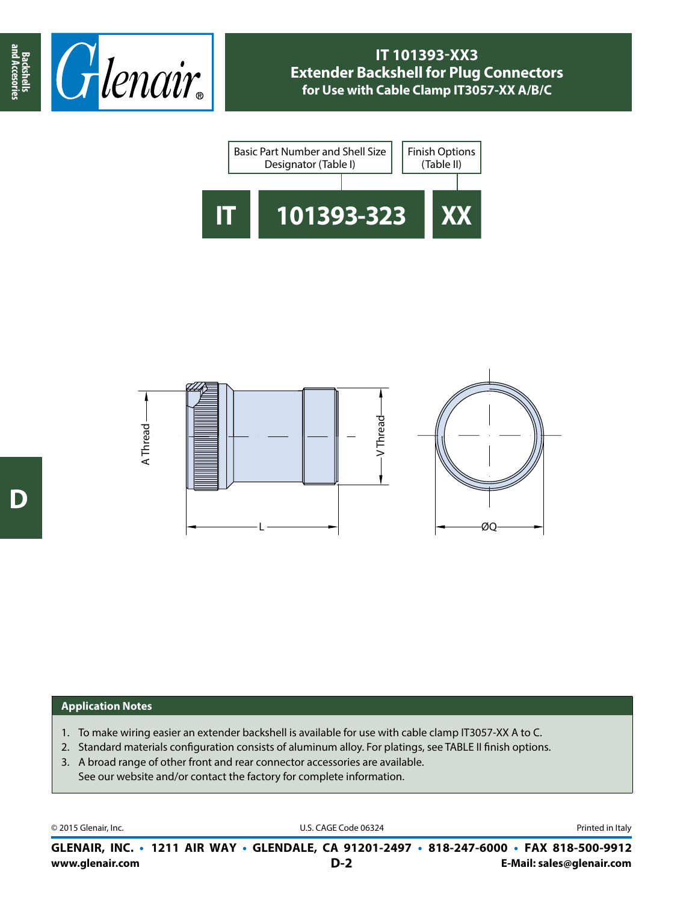# IT 101393-XX3
## Extender Backshell for Plug Connectors
### for Use with Cable Clamp IT3057-XX A/B/C

| Basic Part Number and Shell Size Designator (Table I) | Finish Options (Table II) |
|---|---|

**IT** | **101393-323** | **XX**

A Thread — V Thread — L — ØQ

## Application Notes

1. To make wiring easier an extender backshell is available for use with cable clamp IT3057-XX A to C.
2. Standard materials configuration consists of aluminum alloy. For platings, see TABLE II finish options.
3. A broad range of other front and rear connector accessories are available.
   See our website and/or contact the factory for complete information.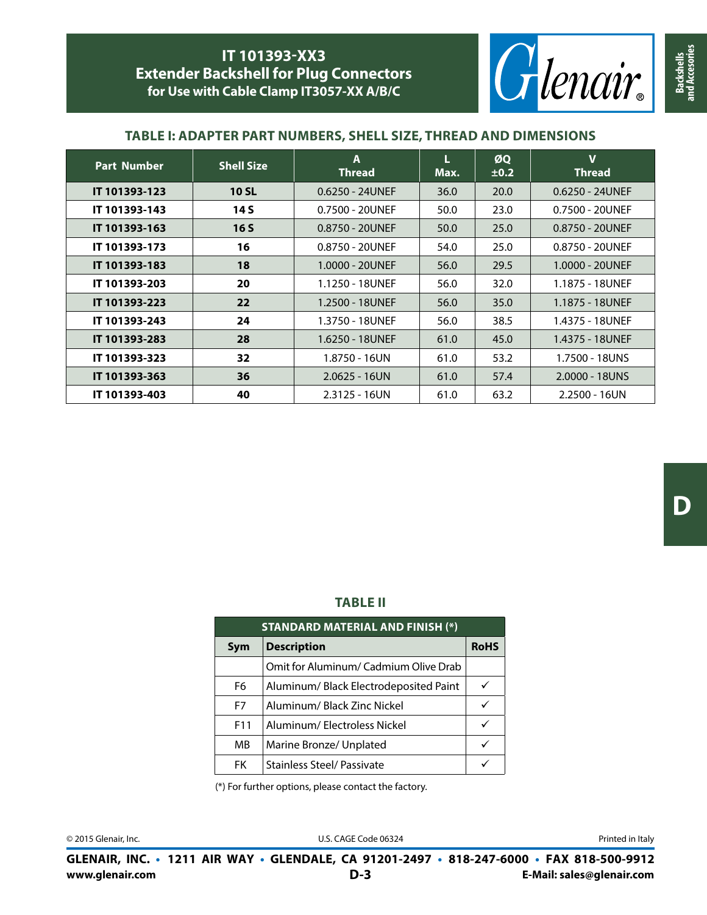# IT 101393-XX3
## Extender Backshell for Plug Connectors
### for Use with Cable Clamp IT3057-XX A/B/C

Backshells and Accesories

### TABLE I: ADAPTER PART NUMBERS, SHELL SIZE, THREAD AND DIMENSIONS

| Part Number | Shell Size | A Thread | L Max. | ØQ ±0.2 | V Thread |
|---|---|---|---|---|---|
| **IT 101393-123** | **10 SL** | 0.6250 - 24UNEF | 36.0 | 20.0 | 0.6250 - 24UNEF |
| **IT 101393-143** | **14 S** | 0.7500 - 20UNEF | 50.0 | 23.0 | 0.7500 - 20UNEF |
| **IT 101393-163** | **16 S** | 0.8750 - 20UNEF | 50.0 | 25.0 | 0.8750 - 20UNEF |
| **IT 101393-173** | **16** | 0.8750 - 20UNEF | 54.0 | 25.0 | 0.8750 - 20UNEF |
| **IT 101393-183** | **18** | 1.0000 - 20UNEF | 56.0 | 29.5 | 1.0000 - 20UNEF |
| **IT 101393-203** | **20** | 1.1250 - 18UNEF | 56.0 | 32.0 | 1.1875 - 18UNEF |
| **IT 101393-223** | **22** | 1.2500 - 18UNEF | 56.0 | 35.0 | 1.1875 - 18UNEF |
| **IT 101393-243** | **24** | 1.3750 - 18UNEF | 56.0 | 38.5 | 1.4375 - 18UNEF |
| **IT 101393-283** | **28** | 1.6250 - 18UNEF | 61.0 | 45.0 | 1.4375 - 18UNEF |
| **IT 101393-323** | **32** | 1.8750 - 16UN | 61.0 | 53.2 | 1.7500 - 18UNS |
| **IT 101393-363** | **36** | 2.0625 - 16UN | 61.0 | 57.4 | 2.0000 - 18UNS |
| **IT 101393-403** | **40** | 2.3125 - 16UN | 61.0 | 63.2 | 2.2500 - 16UN |

D

### TABLE II

| STANDARD MATERIAL AND FINISH (*) | | |
|---|---|---|
| **Sym** | **Description** | **RoHS** |
| | Omit for Aluminum/ Cadmium Olive Drab | |
| F6 | Aluminum/ Black Electrodeposited Paint | ✓ |
| F7 | Aluminum/ Black Zinc Nickel | ✓ |
| F11 | Aluminum/ Electroless Nickel | ✓ |
| MB | Marine Bronze/ Unplated | ✓ |
| FK | Stainless Steel/ Passivate | ✓ |

(*) For further options, please contact the factory.

© 2015 Glenair, Inc. U.S. CAGE Code 06324 Printed in Italy

**GLENAIR, INC. • 1211 AIR WAY • GLENDALE, CA 91201-2497 • 818-247-6000 • FAX 818-500-9912**
**www.glenair.com** **E-Mail: sales@glenair.com**